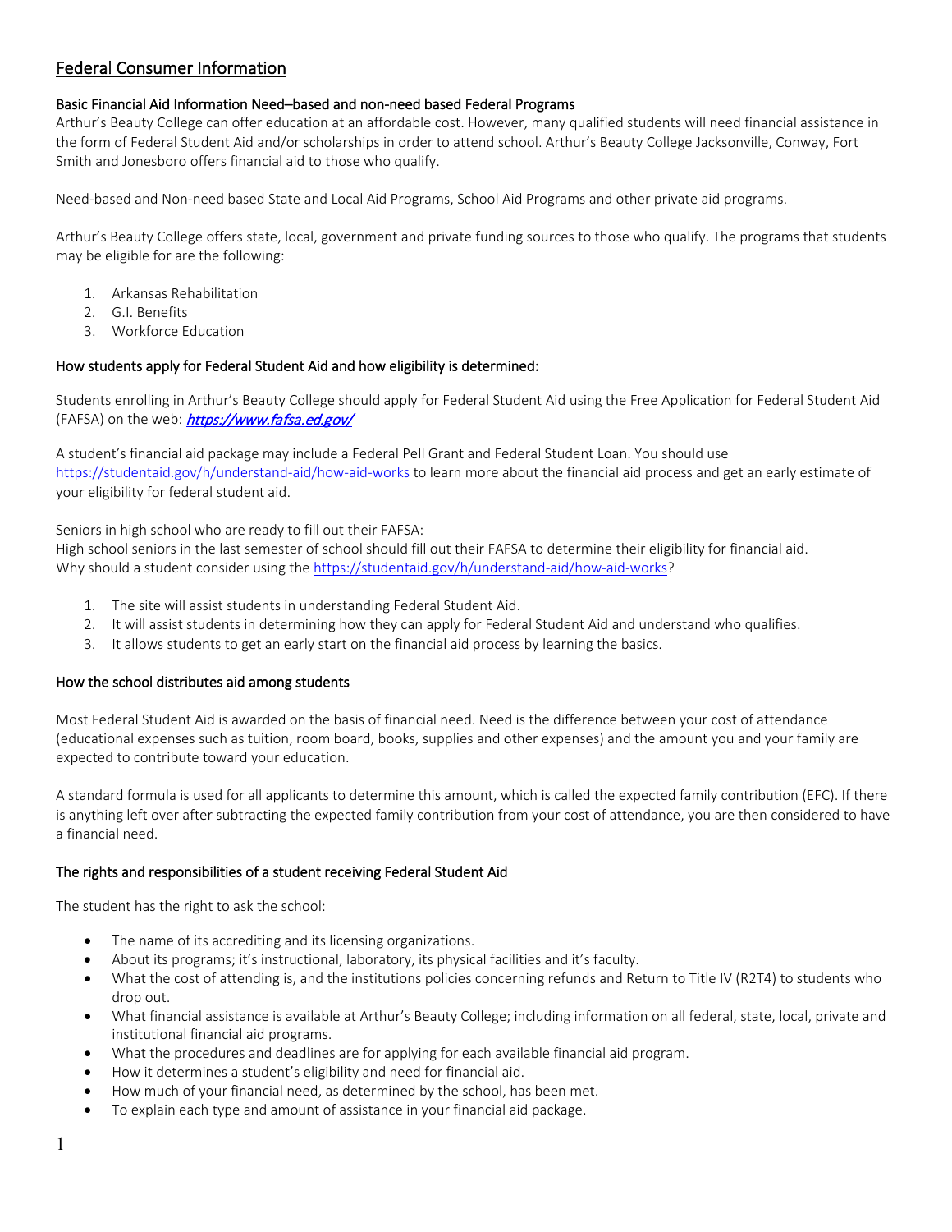# Federal Consumer Information

### Basic Financial Aid Information Need–based and non-need based Federal Programs

Arthur's Beauty College can offer education at an affordable cost. However, many qualified students will need financial assistance in the form of Federal Student Aid and/or scholarships in order to attend school. Arthur's Beauty College Jacksonville, Conway, Fort Smith and Jonesboro offers financial aid to those who qualify.

Need-based and Non-need based State and Local Aid Programs, School Aid Programs and other private aid programs.

Arthur's Beauty College offers state, local, government and private funding sources to those who qualify. The programs that students may be eligible for are the following:

1. Arkansas Rehabilitation
2. G.I. Benefits
3. Workforce Education

### How students apply for Federal Student Aid and how eligibility is determined:

Students enrolling in Arthur's Beauty College should apply for Federal Student Aid using the Free Application for Federal Student Aid (FAFSA) on the web: ***https://www.fafsa.ed.gov/***

A student's financial aid package may include a Federal Pell Grant and Federal Student Loan. You should use https://studentaid.gov/h/understand-aid/how-aid-works to learn more about the financial aid process and get an early estimate of your eligibility for federal student aid.

Seniors in high school who are ready to fill out their FAFSA:
High school seniors in the last semester of school should fill out their FAFSA to determine their eligibility for financial aid.
Why should a student consider using the https://studentaid.gov/h/understand-aid/how-aid-works?

1. The site will assist students in understanding Federal Student Aid.
2. It will assist students in determining how they can apply for Federal Student Aid and understand who qualifies.
3. It allows students to get an early start on the financial aid process by learning the basics.

### How the school distributes aid among students

Most Federal Student Aid is awarded on the basis of financial need. Need is the difference between your cost of attendance (educational expenses such as tuition, room board, books, supplies and other expenses) and the amount you and your family are expected to contribute toward your education.

A standard formula is used for all applicants to determine this amount, which is called the expected family contribution (EFC). If there is anything left over after subtracting the expected family contribution from your cost of attendance, you are then considered to have a financial need.

### The rights and responsibilities of a student receiving Federal Student Aid

The student has the right to ask the school:

- The name of its accrediting and its licensing organizations.
- About its programs; it's instructional, laboratory, its physical facilities and it's faculty.
- What the cost of attending is, and the institutions policies concerning refunds and Return to Title IV (R2T4) to students who drop out.
- What financial assistance is available at Arthur's Beauty College; including information on all federal, state, local, private and institutional financial aid programs.
- What the procedures and deadlines are for applying for each available financial aid program.
- How it determines a student's eligibility and need for financial aid.
- How much of your financial need, as determined by the school, has been met.
- To explain each type and amount of assistance in your financial aid package.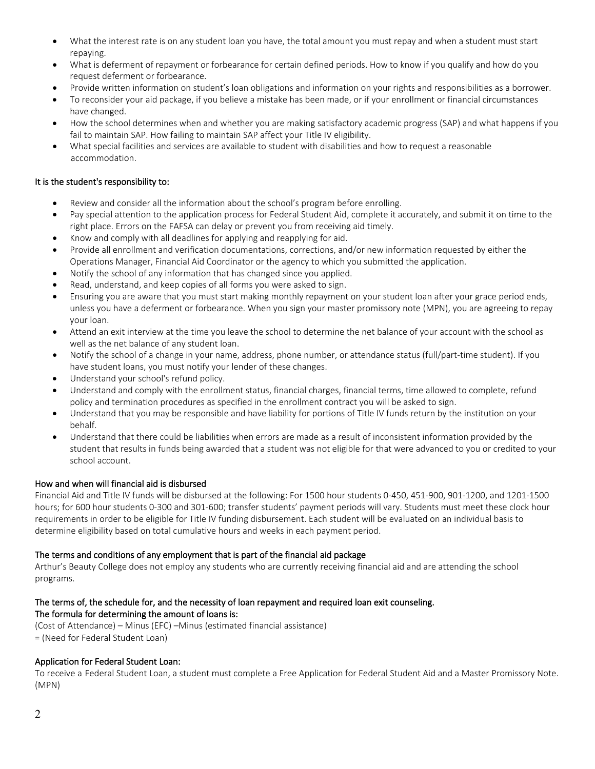- What the interest rate is on any student loan you have, the total amount you must repay and when a student must start repaying.
- What is deferment of repayment or forbearance for certain defined periods. How to know if you qualify and how do you request deferment or forbearance.
- Provide written information on student's loan obligations and information on your rights and responsibilities as a borrower.
- To reconsider your aid package, if you believe a mistake has been made, or if your enrollment or financial circumstances have changed.
- How the school determines when and whether you are making satisfactory academic progress (SAP) and what happens if you fail to maintain SAP. How failing to maintain SAP affect your Title IV eligibility.
- What special facilities and services are available to student with disabilities and how to request a reasonable accommodation.

**It is the student's responsibility to:**

- Review and consider all the information about the school's program before enrolling.
- Pay special attention to the application process for Federal Student Aid, complete it accurately, and submit it on time to the right place. Errors on the FAFSA can delay or prevent you from receiving aid timely.
- Know and comply with all deadlines for applying and reapplying for aid.
- Provide all enrollment and verification documentations, corrections, and/or new information requested by either the Operations Manager, Financial Aid Coordinator or the agency to which you submitted the application.
- Notify the school of any information that has changed since you applied.
- Read, understand, and keep copies of all forms you were asked to sign.
- Ensuring you are aware that you must start making monthly repayment on your student loan after your grace period ends, unless you have a deferment or forbearance. When you sign your master promissory note (MPN), you are agreeing to repay your loan.
- Attend an exit interview at the time you leave the school to determine the net balance of your account with the school as well as the net balance of any student loan.
- Notify the school of a change in your name, address, phone number, or attendance status (full/part-time student). If you have student loans, you must notify your lender of these changes.
- Understand your school's refund policy.
- Understand and comply with the enrollment status, financial charges, financial terms, time allowed to complete, refund policy and termination procedures as specified in the enrollment contract you will be asked to sign.
- Understand that you may be responsible and have liability for portions of Title IV funds return by the institution on your behalf.
- Understand that there could be liabilities when errors are made as a result of inconsistent information provided by the student that results in funds being awarded that a student was not eligible for that were advanced to you or credited to your school account.

**How and when will financial aid is disbursed**

Financial Aid and Title IV funds will be disbursed at the following: For 1500 hour students 0-450, 451-900, 901-1200, and 1201-1500 hours; for 600 hour students 0-300 and 301-600; transfer students' payment periods will vary. Students must meet these clock hour requirements in order to be eligible for Title IV funding disbursement. Each student will be evaluated on an individual basis to determine eligibility based on total cumulative hours and weeks in each payment period.

**The terms and conditions of any employment that is part of the financial aid package**

Arthur's Beauty College does not employ any students who are currently receiving financial aid and are attending the school programs.

**The terms of, the schedule for, and the necessity of loan repayment and required loan exit counseling.**

**The formula for determining the amount of loans is:**

(Cost of Attendance) – Minus (EFC) –Minus (estimated financial assistance)
= (Need for Federal Student Loan)

**Application for Federal Student Loan:**

To receive a Federal Student Loan, a student must complete a Free Application for Federal Student Aid and a Master Promissory Note. (MPN)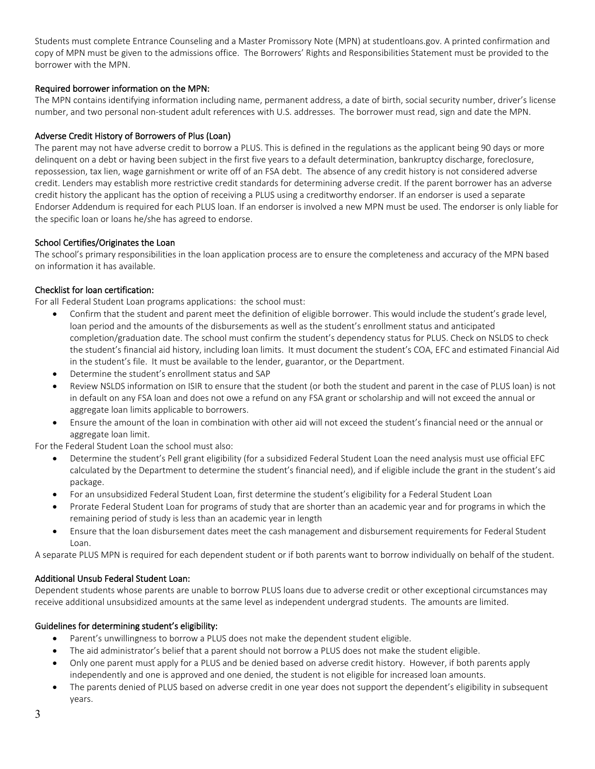Students must complete Entrance Counseling and a Master Promissory Note (MPN) at studentloans.gov. A printed confirmation and copy of MPN must be given to the admissions office. The Borrowers' Rights and Responsibilities Statement must be provided to the borrower with the MPN.

### Required borrower information on the MPN:

The MPN contains identifying information including name, permanent address, a date of birth, social security number, driver's license number, and two personal non-student adult references with U.S. addresses. The borrower must read, sign and date the MPN.

### Adverse Credit History of Borrowers of Plus (Loan)

The parent may not have adverse credit to borrow a PLUS. This is defined in the regulations as the applicant being 90 days or more delinquent on a debt or having been subject in the first five years to a default determination, bankruptcy discharge, foreclosure, repossession, tax lien, wage garnishment or write off of an FSA debt. The absence of any credit history is not considered adverse credit. Lenders may establish more restrictive credit standards for determining adverse credit. If the parent borrower has an adverse credit history the applicant has the option of receiving a PLUS using a creditworthy endorser. If an endorser is used a separate Endorser Addendum is required for each PLUS loan. If an endorser is involved a new MPN must be used. The endorser is only liable for the specific loan or loans he/she has agreed to endorse.

### School Certifies/Originates the Loan

The school's primary responsibilities in the loan application process are to ensure the completeness and accuracy of the MPN based on information it has available.

### Checklist for loan certification:

For all Federal Student Loan programs applications: the school must:

- Confirm that the student and parent meet the definition of eligible borrower. This would include the student's grade level, loan period and the amounts of the disbursements as well as the student's enrollment status and anticipated completion/graduation date. The school must confirm the student's dependency status for PLUS. Check on NSLDS to check the student's financial aid history, including loan limits. It must document the student's COA, EFC and estimated Financial Aid in the student's file. It must be available to the lender, guarantor, or the Department.
- Determine the student's enrollment status and SAP
- Review NSLDS information on ISIR to ensure that the student (or both the student and parent in the case of PLUS loan) is not in default on any FSA loan and does not owe a refund on any FSA grant or scholarship and will not exceed the annual or aggregate loan limits applicable to borrowers.
- Ensure the amount of the loan in combination with other aid will not exceed the student's financial need or the annual or aggregate loan limit.

For the Federal Student Loan the school must also:

- Determine the student's Pell grant eligibility (for a subsidized Federal Student Loan the need analysis must use official EFC calculated by the Department to determine the student's financial need), and if eligible include the grant in the student's aid package.
- For an unsubsidized Federal Student Loan, first determine the student's eligibility for a Federal Student Loan
- Prorate Federal Student Loan for programs of study that are shorter than an academic year and for programs in which the remaining period of study is less than an academic year in length
- Ensure that the loan disbursement dates meet the cash management and disbursement requirements for Federal Student Loan.

A separate PLUS MPN is required for each dependent student or if both parents want to borrow individually on behalf of the student.

### Additional Unsub Federal Student Loan:

Dependent students whose parents are unable to borrow PLUS loans due to adverse credit or other exceptional circumstances may receive additional unsubsidized amounts at the same level as independent undergrad students. The amounts are limited.

### Guidelines for determining student's eligibility:

- Parent's unwillingness to borrow a PLUS does not make the dependent student eligible.
- The aid administrator's belief that a parent should not borrow a PLUS does not make the student eligible.
- Only one parent must apply for a PLUS and be denied based on adverse credit history. However, if both parents apply independently and one is approved and one denied, the student is not eligible for increased loan amounts.
- The parents denied of PLUS based on adverse credit in one year does not support the dependent's eligibility in subsequent years.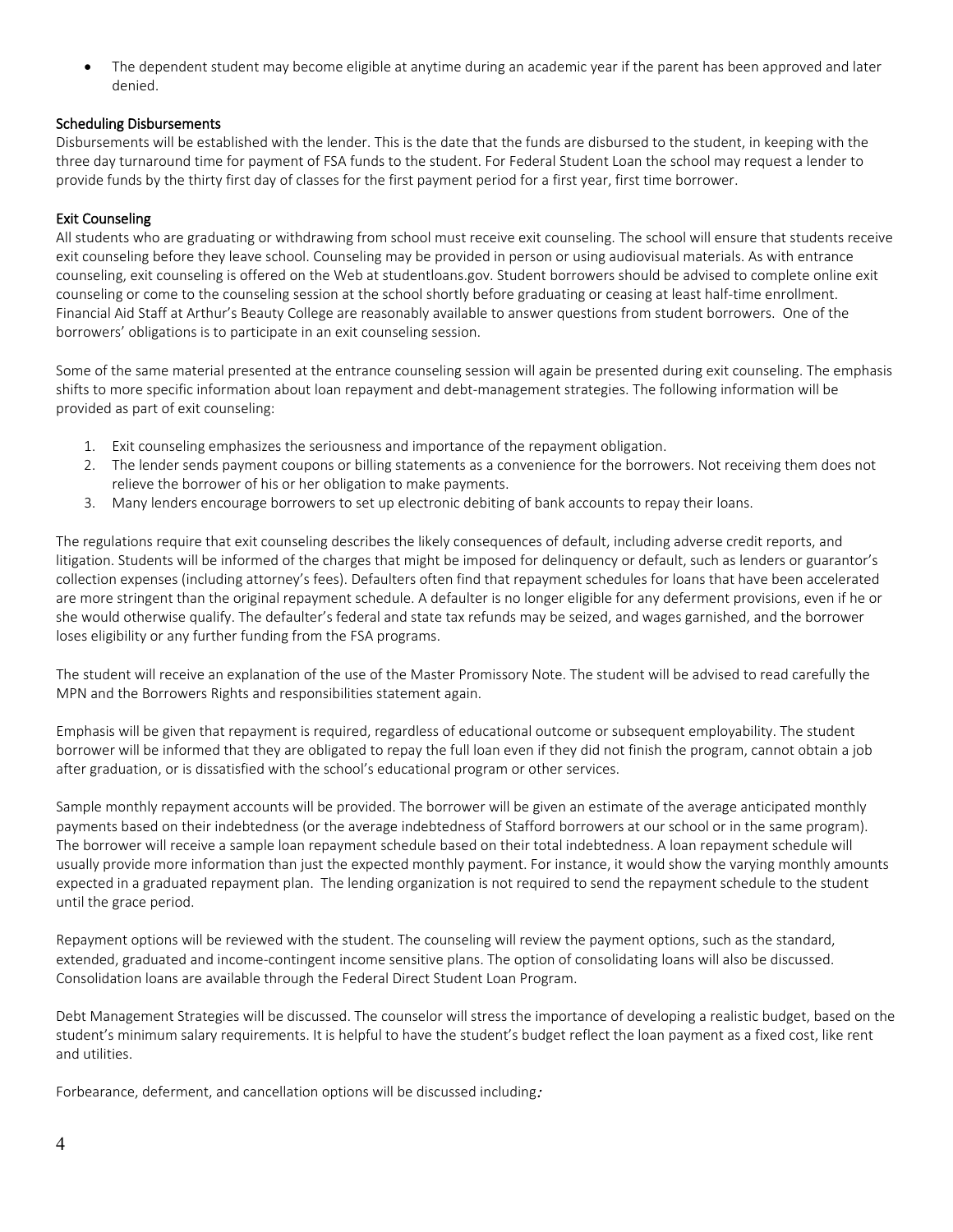- The dependent student may become eligible at anytime during an academic year if the parent has been approved and later denied.

### Scheduling Disbursements

Disbursements will be established with the lender. This is the date that the funds are disbursed to the student, in keeping with the three day turnaround time for payment of FSA funds to the student. For Federal Student Loan the school may request a lender to provide funds by the thirty first day of classes for the first payment period for a first year, first time borrower.

### Exit Counseling

All students who are graduating or withdrawing from school must receive exit counseling. The school will ensure that students receive exit counseling before they leave school. Counseling may be provided in person or using audiovisual materials. As with entrance counseling, exit counseling is offered on the Web at studentloans.gov. Student borrowers should be advised to complete online exit counseling or come to the counseling session at the school shortly before graduating or ceasing at least half-time enrollment. Financial Aid Staff at Arthur's Beauty College are reasonably available to answer questions from student borrowers. One of the borrowers' obligations is to participate in an exit counseling session.

Some of the same material presented at the entrance counseling session will again be presented during exit counseling. The emphasis shifts to more specific information about loan repayment and debt-management strategies. The following information will be provided as part of exit counseling:

1. Exit counseling emphasizes the seriousness and importance of the repayment obligation.
2. The lender sends payment coupons or billing statements as a convenience for the borrowers. Not receiving them does not relieve the borrower of his or her obligation to make payments.
3. Many lenders encourage borrowers to set up electronic debiting of bank accounts to repay their loans.

The regulations require that exit counseling describes the likely consequences of default, including adverse credit reports, and litigation. Students will be informed of the charges that might be imposed for delinquency or default, such as lenders or guarantor's collection expenses (including attorney's fees). Defaulters often find that repayment schedules for loans that have been accelerated are more stringent than the original repayment schedule. A defaulter is no longer eligible for any deferment provisions, even if he or she would otherwise qualify. The defaulter's federal and state tax refunds may be seized, and wages garnished, and the borrower loses eligibility or any further funding from the FSA programs.

The student will receive an explanation of the use of the Master Promissory Note. The student will be advised to read carefully the MPN and the Borrowers Rights and responsibilities statement again.

Emphasis will be given that repayment is required, regardless of educational outcome or subsequent employability. The student borrower will be informed that they are obligated to repay the full loan even if they did not finish the program, cannot obtain a job after graduation, or is dissatisfied with the school's educational program or other services.

Sample monthly repayment accounts will be provided. The borrower will be given an estimate of the average anticipated monthly payments based on their indebtedness (or the average indebtedness of Stafford borrowers at our school or in the same program). The borrower will receive a sample loan repayment schedule based on their total indebtedness. A loan repayment schedule will usually provide more information than just the expected monthly payment. For instance, it would show the varying monthly amounts expected in a graduated repayment plan. The lending organization is not required to send the repayment schedule to the student until the grace period.

Repayment options will be reviewed with the student. The counseling will review the payment options, such as the standard, extended, graduated and income-contingent income sensitive plans. The option of consolidating loans will also be discussed. Consolidation loans are available through the Federal Direct Student Loan Program.

Debt Management Strategies will be discussed. The counselor will stress the importance of developing a realistic budget, based on the student's minimum salary requirements. It is helpful to have the student's budget reflect the loan payment as a fixed cost, like rent and utilities.

Forbearance, deferment, and cancellation options will be discussed including: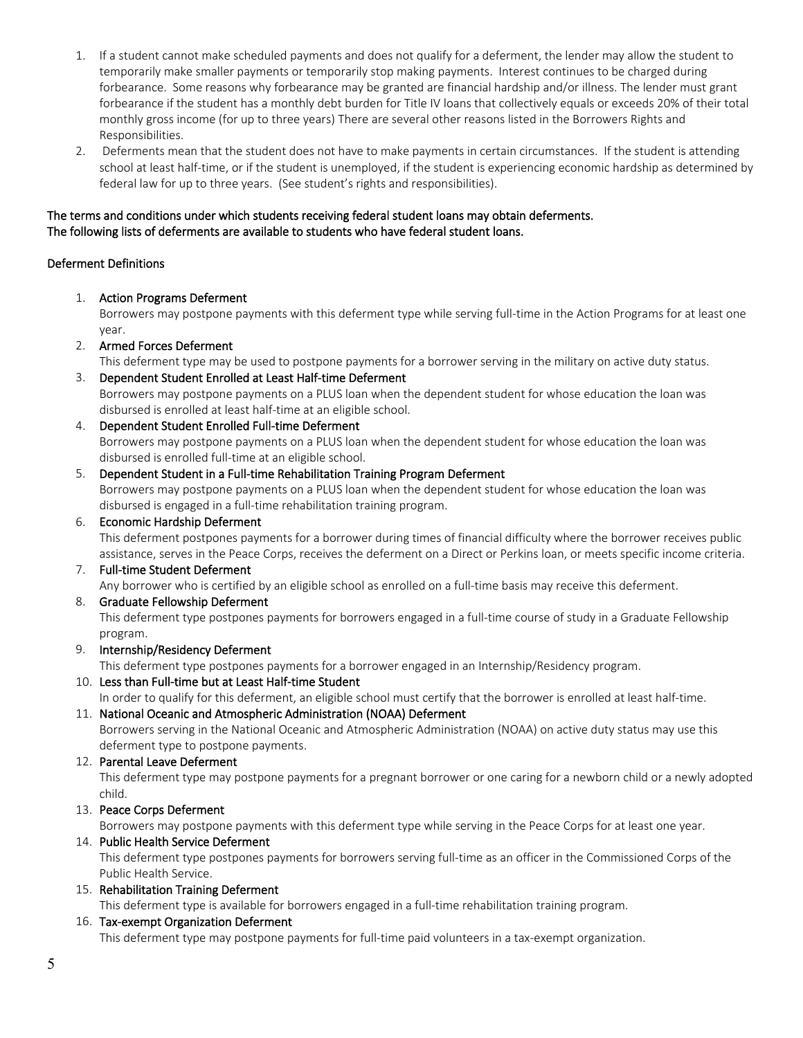1. If a student cannot make scheduled payments and does not qualify for a deferment, the lender may allow the student to temporarily make smaller payments or temporarily stop making payments. Interest continues to be charged during forbearance. Some reasons why forbearance may be granted are financial hardship and/or illness. The lender must grant forbearance if the student has a monthly debt burden for Title IV loans that collectively equals or exceeds 20% of their total monthly gross income (for up to three years) There are several other reasons listed in the Borrowers Rights and Responsibilities.
2. Deferments mean that the student does not have to make payments in certain circumstances. If the student is attending school at least half-time, or if the student is unemployed, if the student is experiencing economic hardship as determined by federal law for up to three years. (See student's rights and responsibilities).

The terms and conditions under which students receiving federal student loans may obtain deferments.
The following lists of deferments are available to students who have federal student loans.

Deferment Definitions

1. **Action Programs Deferment**
   Borrowers may postpone payments with this deferment type while serving full-time in the Action Programs for at least one year.
2. **Armed Forces Deferment**
   This deferment type may be used to postpone payments for a borrower serving in the military on active duty status.
3. **Dependent Student Enrolled at Least Half-time Deferment**
   Borrowers may postpone payments on a PLUS loan when the dependent student for whose education the loan was disbursed is enrolled at least half-time at an eligible school.
4. **Dependent Student Enrolled Full-time Deferment**
   Borrowers may postpone payments on a PLUS loan when the dependent student for whose education the loan was disbursed is enrolled full-time at an eligible school.
5. **Dependent Student in a Full-time Rehabilitation Training Program Deferment**
   Borrowers may postpone payments on a PLUS loan when the dependent student for whose education the loan was disbursed is engaged in a full-time rehabilitation training program.
6. **Economic Hardship Deferment**
   This deferment postpones payments for a borrower during times of financial difficulty where the borrower receives public assistance, serves in the Peace Corps, receives the deferment on a Direct or Perkins loan, or meets specific income criteria.
7. **Full-time Student Deferment**
   Any borrower who is certified by an eligible school as enrolled on a full-time basis may receive this deferment.
8. **Graduate Fellowship Deferment**
   This deferment type postpones payments for borrowers engaged in a full-time course of study in a Graduate Fellowship program.
9. **Internship/Residency Deferment**
   This deferment type postpones payments for a borrower engaged in an Internship/Residency program.
10. **Less than Full-time but at Least Half-time Student**
    In order to qualify for this deferment, an eligible school must certify that the borrower is enrolled at least half-time.
11. **National Oceanic and Atmospheric Administration (NOAA) Deferment**
    Borrowers serving in the National Oceanic and Atmospheric Administration (NOAA) on active duty status may use this deferment type to postpone payments.
12. **Parental Leave Deferment**
    This deferment type may postpone payments for a pregnant borrower or one caring for a newborn child or a newly adopted child.
13. **Peace Corps Deferment**
    Borrowers may postpone payments with this deferment type while serving in the Peace Corps for at least one year.
14. **Public Health Service Deferment**
    This deferment type postpones payments for borrowers serving full-time as an officer in the Commissioned Corps of the Public Health Service.
15. **Rehabilitation Training Deferment**
    This deferment type is available for borrowers engaged in a full-time rehabilitation training program.
16. **Tax-exempt Organization Deferment**
    This deferment type may postpone payments for full-time paid volunteers in a tax-exempt organization.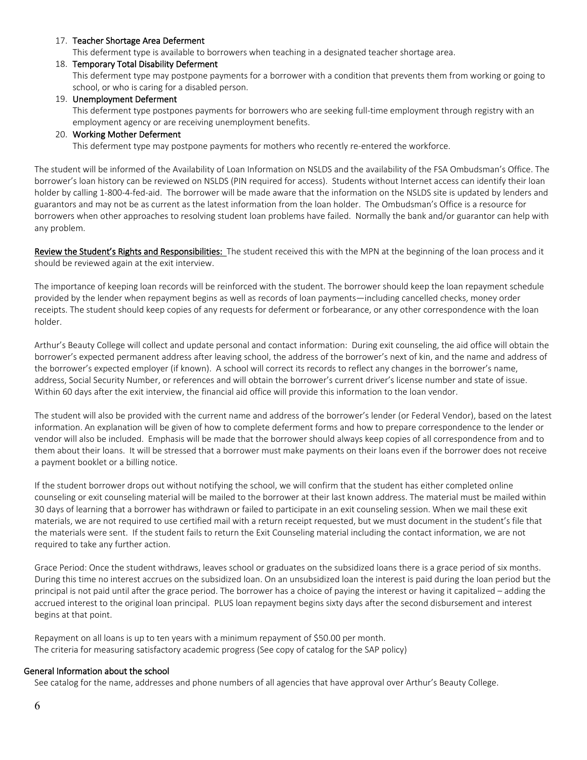17. **Teacher Shortage Area Deferment**
    This deferment type is available to borrowers when teaching in a designated teacher shortage area.
18. **Temporary Total Disability Deferment**
    This deferment type may postpone payments for a borrower with a condition that prevents them from working or going to school, or who is caring for a disabled person.
19. **Unemployment Deferment**
    This deferment type postpones payments for borrowers who are seeking full-time employment through registry with an employment agency or are receiving unemployment benefits.
20. **Working Mother Deferment**
    This deferment type may postpone payments for mothers who recently re-entered the workforce.

The student will be informed of the Availability of Loan Information on NSLDS and the availability of the FSA Ombudsman's Office. The borrower's loan history can be reviewed on NSLDS (PIN required for access). Students without Internet access can identify their loan holder by calling 1-800-4-fed-aid. The borrower will be made aware that the information on the NSLDS site is updated by lenders and guarantors and may not be as current as the latest information from the loan holder. The Ombudsman's Office is a resource for borrowers when other approaches to resolving student loan problems have failed. Normally the bank and/or guarantor can help with any problem.

**Review the Student's Rights and Responsibilities:** The student received this with the MPN at the beginning of the loan process and it should be reviewed again at the exit interview.

The importance of keeping loan records will be reinforced with the student. The borrower should keep the loan repayment schedule provided by the lender when repayment begins as well as records of loan payments—including cancelled checks, money order receipts. The student should keep copies of any requests for deferment or forbearance, or any other correspondence with the loan holder.

Arthur's Beauty College will collect and update personal and contact information: During exit counseling, the aid office will obtain the borrower's expected permanent address after leaving school, the address of the borrower's next of kin, and the name and address of the borrower's expected employer (if known). A school will correct its records to reflect any changes in the borrower's name, address, Social Security Number, or references and will obtain the borrower's current driver's license number and state of issue. Within 60 days after the exit interview, the financial aid office will provide this information to the loan vendor.

The student will also be provided with the current name and address of the borrower's lender (or Federal Vendor), based on the latest information. An explanation will be given of how to complete deferment forms and how to prepare correspondence to the lender or vendor will also be included. Emphasis will be made that the borrower should always keep copies of all correspondence from and to them about their loans. It will be stressed that a borrower must make payments on their loans even if the borrower does not receive a payment booklet or a billing notice.

If the student borrower drops out without notifying the school, we will confirm that the student has either completed online counseling or exit counseling material will be mailed to the borrower at their last known address. The material must be mailed within 30 days of learning that a borrower has withdrawn or failed to participate in an exit counseling session. When we mail these exit materials, we are not required to use certified mail with a return receipt requested, but we must document in the student's file that the materials were sent. If the student fails to return the Exit Counseling material including the contact information, we are not required to take any further action.

Grace Period: Once the student withdraws, leaves school or graduates on the subsidized loans there is a grace period of six months. During this time no interest accrues on the subsidized loan. On an unsubsidized loan the interest is paid during the loan period but the principal is not paid until after the grace period. The borrower has a choice of paying the interest or having it capitalized – adding the accrued interest to the original loan principal. PLUS loan repayment begins sixty days after the second disbursement and interest begins at that point.

Repayment on all loans is up to ten years with a minimum repayment of $50.00 per month.
The criteria for measuring satisfactory academic progress (See copy of catalog for the SAP policy)

## General Information about the school

See catalog for the name, addresses and phone numbers of all agencies that have approval over Arthur's Beauty College.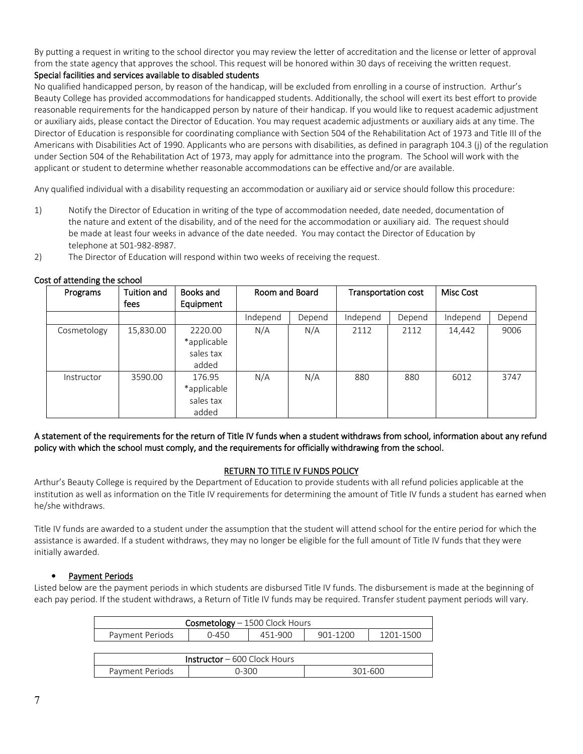By putting a request in writing to the school director you may review the letter of accreditation and the license or letter of approval from the state agency that approves the school. This request will be honored within 30 days of receiving the written request.

### Special facilities and services available to disabled students

No qualified handicapped person, by reason of the handicap, will be excluded from enrolling in a course of instruction. Arthur's Beauty College has provided accommodations for handicapped students. Additionally, the school will exert its best effort to provide reasonable requirements for the handicapped person by nature of their handicap. If you would like to request academic adjustment or auxiliary aids, please contact the Director of Education. You may request academic adjustments or auxiliary aids at any time. The Director of Education is responsible for coordinating compliance with Section 504 of the Rehabilitation Act of 1973 and Title III of the Americans with Disabilities Act of 1990. Applicants who are persons with disabilities, as defined in paragraph 104.3 (j) of the regulation under Section 504 of the Rehabilitation Act of 1973, may apply for admittance into the program. The School will work with the applicant or student to determine whether reasonable accommodations can be effective and/or are available.

Any qualified individual with a disability requesting an accommodation or auxiliary aid or service should follow this procedure:

1) Notify the Director of Education in writing of the type of accommodation needed, date needed, documentation of the nature and extent of the disability, and of the need for the accommodation or auxiliary aid. The request should be made at least four weeks in advance of the date needed. You may contact the Director of Education by telephone at 501-982-8987.
2) The Director of Education will respond within two weeks of receiving the request.

### Cost of attending the school

| Programs | Tuition and fees | Books and Equipment | Room and Board | | Transportation cost | | Misc Cost | |
|---|---|---|---|---|---|---|---|---|
| | | | Independ | Depend | Independ | Depend | Independ | Depend |
| Cosmetology | 15,830.00 | 2220.00 *applicable sales tax added | N/A | N/A | 2112 | 2112 | 14,442 | 9006 |
| Instructor | 3590.00 | 176.95 *applicable sales tax added | N/A | N/A | 880 | 880 | 6012 | 3747 |

### A statement of the requirements for the return of Title IV funds when a student withdraws from school, information about any refund policy with which the school must comply, and the requirements for officially withdrawing from the school.

## RETURN TO TITLE IV FUNDS POLICY

Arthur's Beauty College is required by the Department of Education to provide students with all refund policies applicable at the institution as well as information on the Title IV requirements for determining the amount of Title IV funds a student has earned when he/she withdraws.

Title IV funds are awarded to a student under the assumption that the student will attend school for the entire period for which the assistance is awarded. If a student withdraws, they may no longer be eligible for the full amount of Title IV funds that they were initially awarded.

- **Payment Periods**

Listed below are the payment periods in which students are disbursed Title IV funds. The disbursement is made at the beginning of each pay period. If the student withdraws, a Return of Title IV funds may be required. Transfer student payment periods will vary.

| **Cosmetology** – 1500 Clock Hours | | | | |
|---|---|---|---|---|
| Payment Periods | 0-450 | 451-900 | 901-1200 | 1201-1500 |

| **Instructor** – 600 Clock Hours | | |
|---|---|---|
| Payment Periods | 0-300 | 301-600 |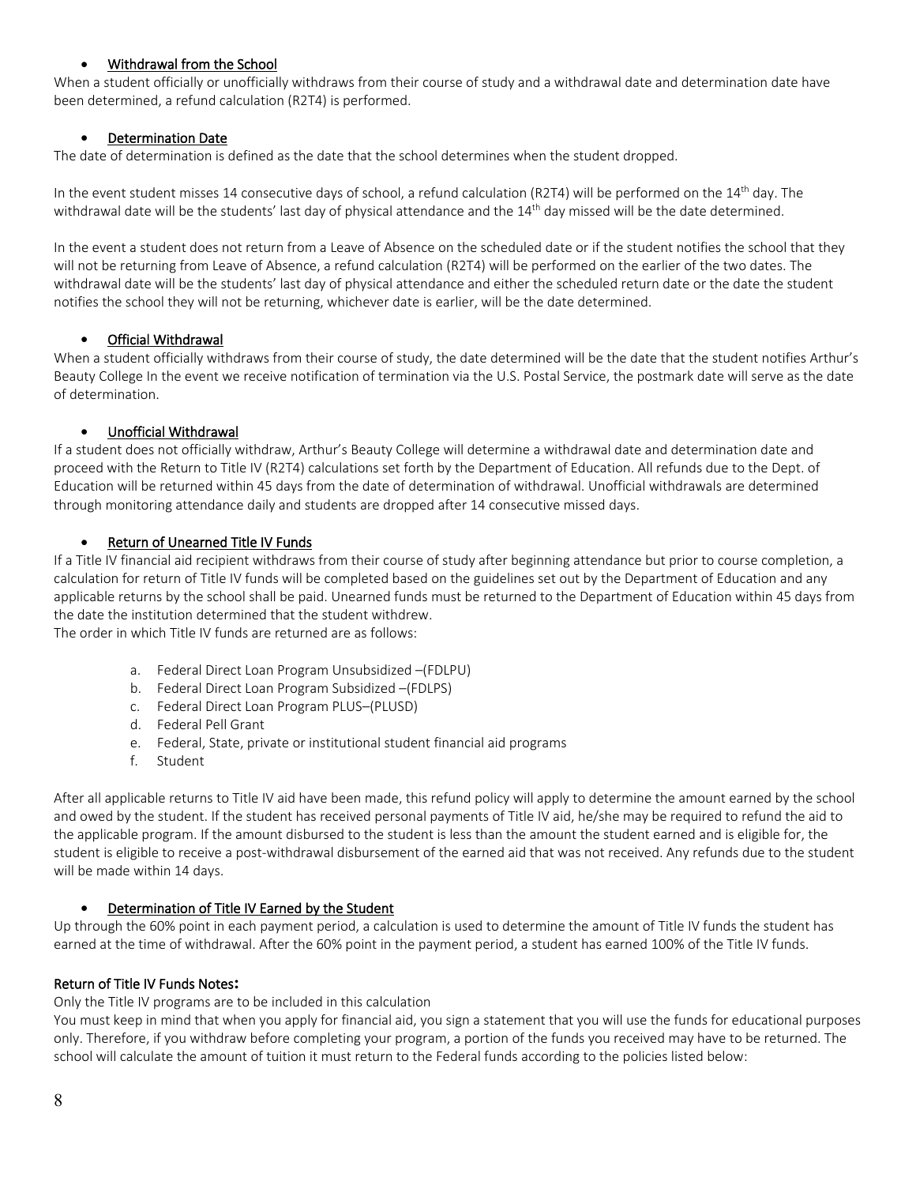- <u>Withdrawal from the School</u>

When a student officially or unofficially withdraws from their course of study and a withdrawal date and determination date have been determined, a refund calculation (R2T4) is performed.

- <u>Determination Date</u>

The date of determination is defined as the date that the school determines when the student dropped.

In the event student misses 14 consecutive days of school, a refund calculation (R2T4) will be performed on the 14th day. The withdrawal date will be the students' last day of physical attendance and the 14th day missed will be the date determined.

In the event a student does not return from a Leave of Absence on the scheduled date or if the student notifies the school that they will not be returning from Leave of Absence, a refund calculation (R2T4) will be performed on the earlier of the two dates. The withdrawal date will be the students' last day of physical attendance and either the scheduled return date or the date the student notifies the school they will not be returning, whichever date is earlier, will be the date determined.

- <u>Official Withdrawal</u>

When a student officially withdraws from their course of study, the date determined will be the date that the student notifies Arthur's Beauty College In the event we receive notification of termination via the U.S. Postal Service, the postmark date will serve as the date of determination.

- <u>Unofficial Withdrawal</u>

If a student does not officially withdraw, Arthur's Beauty College will determine a withdrawal date and determination date and proceed with the Return to Title IV (R2T4) calculations set forth by the Department of Education. All refunds due to the Dept. of Education will be returned within 45 days from the date of determination of withdrawal. Unofficial withdrawals are determined through monitoring attendance daily and students are dropped after 14 consecutive missed days.

- <u>Return of Unearned Title IV Funds</u>

If a Title IV financial aid recipient withdraws from their course of study after beginning attendance but prior to course completion, a calculation for return of Title IV funds will be completed based on the guidelines set out by the Department of Education and any applicable returns by the school shall be paid. Unearned funds must be returned to the Department of Education within 45 days from the date the institution determined that the student withdrew.
The order in which Title IV funds are returned are as follows:

a. Federal Direct Loan Program Unsubsidized –(FDLPU)
b. Federal Direct Loan Program Subsidized –(FDLPS)
c. Federal Direct Loan Program PLUS–(PLUSD)
d. Federal Pell Grant
e. Federal, State, private or institutional student financial aid programs
f. Student

After all applicable returns to Title IV aid have been made, this refund policy will apply to determine the amount earned by the school and owed by the student. If the student has received personal payments of Title IV aid, he/she may be required to refund the aid to the applicable program. If the amount disbursed to the student is less than the amount the student earned and is eligible for, the student is eligible to receive a post-withdrawal disbursement of the earned aid that was not received. Any refunds due to the student will be made within 14 days.

- <u>Determination of Title IV Earned by the Student</u>

Up through the 60% point in each payment period, a calculation is used to determine the amount of Title IV funds the student has earned at the time of withdrawal. After the 60% point in the payment period, a student has earned 100% of the Title IV funds.

**<u>Return of Title IV Funds Notes:</u>**

Only the Title IV programs are to be included in this calculation
You must keep in mind that when you apply for financial aid, you sign a statement that you will use the funds for educational purposes only. Therefore, if you withdraw before completing your program, a portion of the funds you received may have to be returned. The school will calculate the amount of tuition it must return to the Federal funds according to the policies listed below: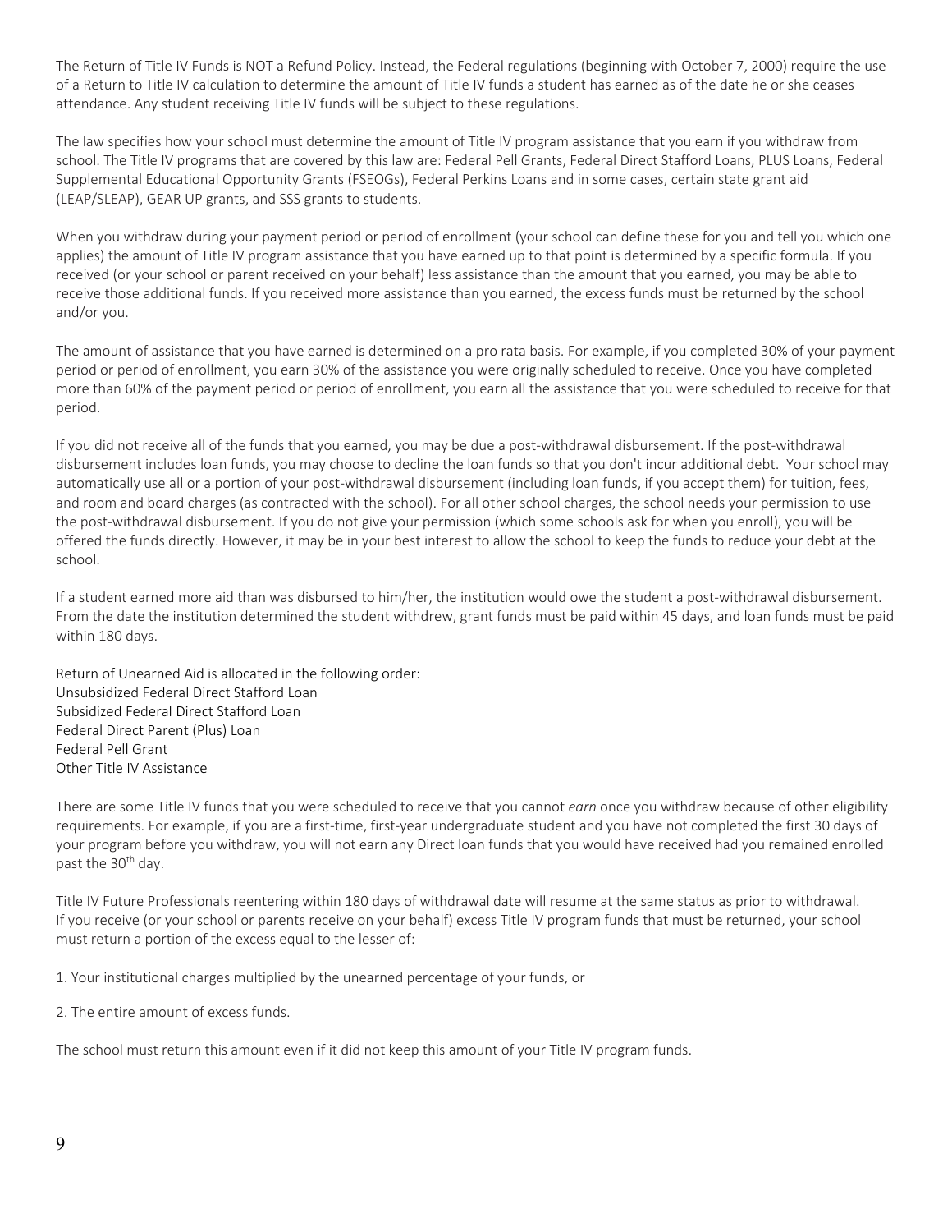The Return of Title IV Funds is NOT a Refund Policy. Instead, the Federal regulations (beginning with October 7, 2000) require the use of a Return to Title IV calculation to determine the amount of Title IV funds a student has earned as of the date he or she ceases attendance. Any student receiving Title IV funds will be subject to these regulations.

The law specifies how your school must determine the amount of Title IV program assistance that you earn if you withdraw from school. The Title IV programs that are covered by this law are: Federal Pell Grants, Federal Direct Stafford Loans, PLUS Loans, Federal Supplemental Educational Opportunity Grants (FSEOGs), Federal Perkins Loans and in some cases, certain state grant aid (LEAP/SLEAP), GEAR UP grants, and SSS grants to students.

When you withdraw during your payment period or period of enrollment (your school can define these for you and tell you which one applies) the amount of Title IV program assistance that you have earned up to that point is determined by a specific formula. If you received (or your school or parent received on your behalf) less assistance than the amount that you earned, you may be able to receive those additional funds. If you received more assistance than you earned, the excess funds must be returned by the school and/or you.

The amount of assistance that you have earned is determined on a pro rata basis. For example, if you completed 30% of your payment period or period of enrollment, you earn 30% of the assistance you were originally scheduled to receive. Once you have completed more than 60% of the payment period or period of enrollment, you earn all the assistance that you were scheduled to receive for that period.

If you did not receive all of the funds that you earned, you may be due a post-withdrawal disbursement. If the post-withdrawal disbursement includes loan funds, you may choose to decline the loan funds so that you don't incur additional debt. Your school may automatically use all or a portion of your post-withdrawal disbursement (including loan funds, if you accept them) for tuition, fees, and room and board charges (as contracted with the school). For all other school charges, the school needs your permission to use the post-withdrawal disbursement. If you do not give your permission (which some schools ask for when you enroll), you will be offered the funds directly. However, it may be in your best interest to allow the school to keep the funds to reduce your debt at the school.

If a student earned more aid than was disbursed to him/her, the institution would owe the student a post-withdrawal disbursement. From the date the institution determined the student withdrew, grant funds must be paid within 45 days, and loan funds must be paid within 180 days.

Return of Unearned Aid is allocated in the following order:
Unsubsidized Federal Direct Stafford Loan
Subsidized Federal Direct Stafford Loan
Federal Direct Parent (Plus) Loan
Federal Pell Grant
Other Title IV Assistance

There are some Title IV funds that you were scheduled to receive that you cannot *earn* once you withdraw because of other eligibility requirements. For example, if you are a first-time, first-year undergraduate student and you have not completed the first 30 days of your program before you withdraw, you will not earn any Direct loan funds that you would have received had you remained enrolled past the 30th day.

Title IV Future Professionals reentering within 180 days of withdrawal date will resume at the same status as prior to withdrawal.
If you receive (or your school or parents receive on your behalf) excess Title IV program funds that must be returned, your school must return a portion of the excess equal to the lesser of:

1. Your institutional charges multiplied by the unearned percentage of your funds, or

2. The entire amount of excess funds.

The school must return this amount even if it did not keep this amount of your Title IV program funds.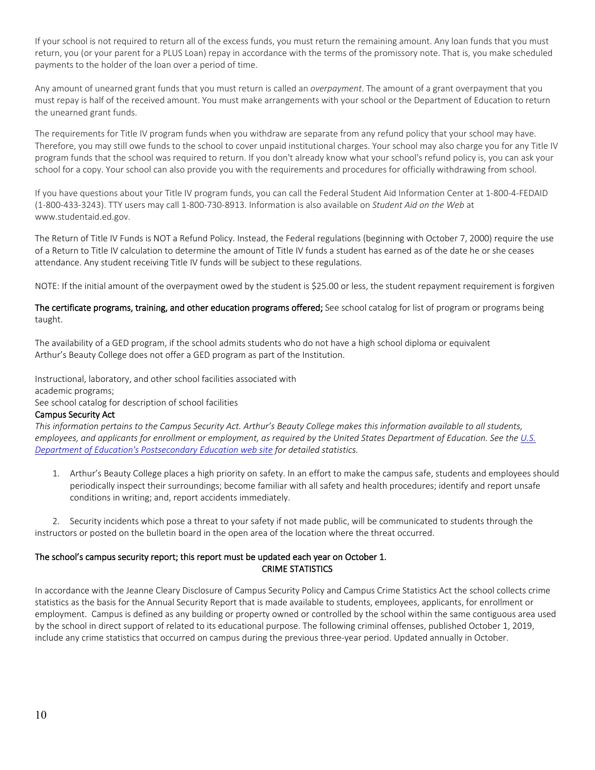If your school is not required to return all of the excess funds, you must return the remaining amount. Any loan funds that you must return, you (or your parent for a PLUS Loan) repay in accordance with the terms of the promissory note. That is, you make scheduled payments to the holder of the loan over a period of time.

Any amount of unearned grant funds that you must return is called an *overpayment*. The amount of a grant overpayment that you must repay is half of the received amount. You must make arrangements with your school or the Department of Education to return the unearned grant funds.

The requirements for Title IV program funds when you withdraw are separate from any refund policy that your school may have. Therefore, you may still owe funds to the school to cover unpaid institutional charges. Your school may also charge you for any Title IV program funds that the school was required to return. If you don't already know what your school's refund policy is, you can ask your school for a copy. Your school can also provide you with the requirements and procedures for officially withdrawing from school.

If you have questions about your Title IV program funds, you can call the Federal Student Aid Information Center at 1-800-4-FEDAID (1-800-433-3243). TTY users may call 1-800-730-8913. Information is also available on *Student Aid on the Web* at www.studentaid.ed.gov.

The Return of Title IV Funds is NOT a Refund Policy. Instead, the Federal regulations (beginning with October 7, 2000) require the use of a Return to Title IV calculation to determine the amount of Title IV funds a student has earned as of the date he or she ceases attendance. Any student receiving Title IV funds will be subject to these regulations.

NOTE: If the initial amount of the overpayment owed by the student is $25.00 or less, the student repayment requirement is forgiven

**The certificate programs, training, and other education programs offered;** See school catalog for list of program or programs being taught.

The availability of a GED program, if the school admits students who do not have a high school diploma or equivalent
Arthur's Beauty College does not offer a GED program as part of the Institution.

Instructional, laboratory, and other school facilities associated with
academic programs;
See school catalog for description of school facilities

**Campus Security Act**

*This information pertains to the Campus Security Act. Arthur's Beauty College makes this information available to all students, employees, and applicants for enrollment or employment, as required by the United States Department of Education. See the [U.S. Department of Education's Postsecondary Education web site] for detailed statistics.*

1. Arthur's Beauty College places a high priority on safety. In an effort to make the campus safe, students and employees should periodically inspect their surroundings; become familiar with all safety and health procedures; identify and report unsafe conditions in writing; and, report accidents immediately.

2. Security incidents which pose a threat to your safety if not made public, will be communicated to students through the instructors or posted on the bulletin board in the open area of the location where the threat occurred.

**The school's campus security report; this report must be updated each year on October 1.**

CRIME STATISTICS

In accordance with the Jeanne Cleary Disclosure of Campus Security Policy and Campus Crime Statistics Act the school collects crime statistics as the basis for the Annual Security Report that is made available to students, employees, applicants, for enrollment or employment. Campus is defined as any building or property owned or controlled by the school within the same contiguous area used by the school in direct support of related to its educational purpose. The following criminal offenses, published October 1, 2019, include any crime statistics that occurred on campus during the previous three-year period. Updated annually in October.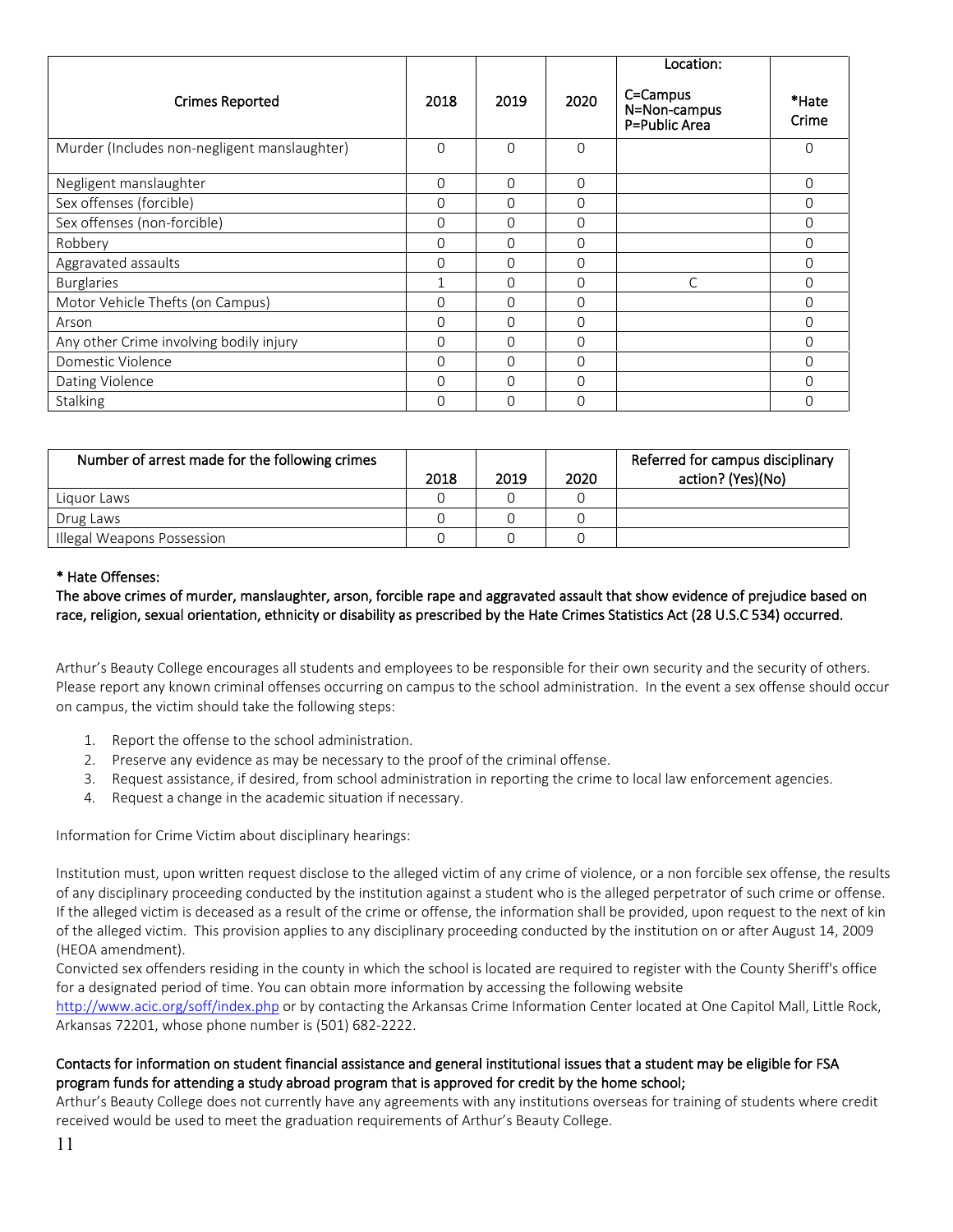| Crimes Reported | 2018 | 2019 | 2020 | Location: C=Campus N=Non-campus P=Public Area | *Hate Crime |
|---|---|---|---|---|---|
| Murder (Includes non-negligent manslaughter) | 0 | 0 | 0 | | 0 |
| Negligent manslaughter | 0 | 0 | 0 | | 0 |
| Sex offenses (forcible) | 0 | 0 | 0 | | 0 |
| Sex offenses (non-forcible) | 0 | 0 | 0 | | 0 |
| Robbery | 0 | 0 | 0 | | 0 |
| Aggravated assaults | 0 | 0 | 0 | | 0 |
| Burglaries | 1 | 0 | 0 | C | 0 |
| Motor Vehicle Thefts (on Campus) | 0 | 0 | 0 | | 0 |
| Arson | 0 | 0 | 0 | | 0 |
| Any other Crime involving bodily injury | 0 | 0 | 0 | | 0 |
| Domestic Violence | 0 | 0 | 0 | | 0 |
| Dating Violence | 0 | 0 | 0 | | 0 |
| Stalking | 0 | 0 | 0 | | 0 |

| Number of arrest made for the following crimes | 2018 | 2019 | 2020 | Referred for campus disciplinary action? (Yes)(No) |
|---|---|---|---|---|
| Liquor Laws | 0 | 0 | 0 | |
| Drug Laws | 0 | 0 | 0 | |
| Illegal Weapons Possession | 0 | 0 | 0 | |

**\* Hate Offenses:**

**The above crimes of murder, manslaughter, arson, forcible rape and aggravated assault that show evidence of prejudice based on race, religion, sexual orientation, ethnicity or disability as prescribed by the Hate Crimes Statistics Act (28 U.S.C 534) occurred.**

Arthur's Beauty College encourages all students and employees to be responsible for their own security and the security of others. Please report any known criminal offenses occurring on campus to the school administration. In the event a sex offense should occur on campus, the victim should take the following steps:

1. Report the offense to the school administration.
2. Preserve any evidence as may be necessary to the proof of the criminal offense.
3. Request assistance, if desired, from school administration in reporting the crime to local law enforcement agencies.
4. Request a change in the academic situation if necessary.

Information for Crime Victim about disciplinary hearings:

Institution must, upon written request disclose to the alleged victim of any crime of violence, or a non forcible sex offense, the results of any disciplinary proceeding conducted by the institution against a student who is the alleged perpetrator of such crime or offense. If the alleged victim is deceased as a result of the crime or offense, the information shall be provided, upon request to the next of kin of the alleged victim. This provision applies to any disciplinary proceeding conducted by the institution on or after August 14, 2009 (HEOA amendment).

Convicted sex offenders residing in the county in which the school is located are required to register with the County Sheriff's office for a designated period of time. You can obtain more information by accessing the following website http://www.acic.org/soff/index.php or by contacting the Arkansas Crime Information Center located at One Capitol Mall, Little Rock, Arkansas 72201, whose phone number is (501) 682-2222.

**Contacts for information on student financial assistance and general institutional issues that a student may be eligible for FSA program funds for attending a study abroad program that is approved for credit by the home school;**

Arthur's Beauty College does not currently have any agreements with any institutions overseas for training of students where credit received would be used to meet the graduation requirements of Arthur's Beauty College.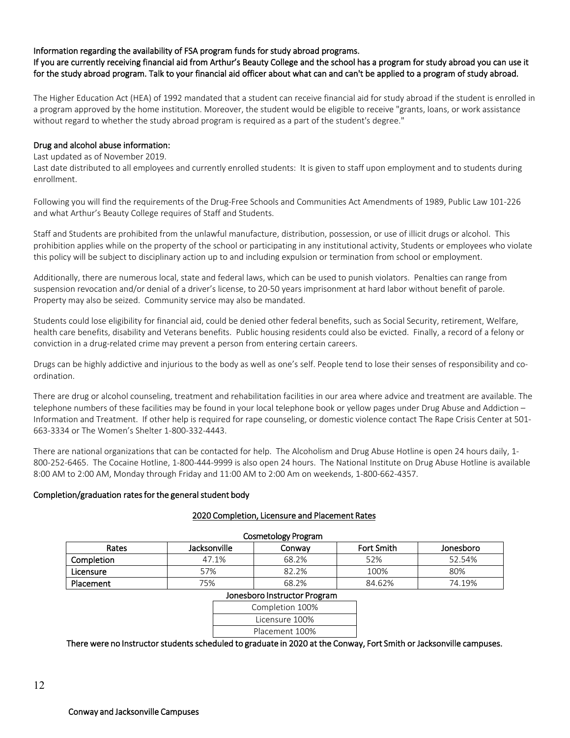**Information regarding the availability of FSA program funds for study abroad programs.**
**If you are currently receiving financial aid from Arthur's Beauty College and the school has a program for study abroad you can use it for the study abroad program. Talk to your financial aid officer about what can and can't be applied to a program of study abroad.**

The Higher Education Act (HEA) of 1992 mandated that a student can receive financial aid for study abroad if the student is enrolled in a program approved by the home institution. Moreover, the student would be eligible to receive "grants, loans, or work assistance without regard to whether the study abroad program is required as a part of the student's degree."

**Drug and alcohol abuse information:**

Last updated as of November 2019.

Last date distributed to all employees and currently enrolled students: It is given to staff upon employment and to students during enrollment.

Following you will find the requirements of the Drug-Free Schools and Communities Act Amendments of 1989, Public Law 101-226 and what Arthur's Beauty College requires of Staff and Students.

Staff and Students are prohibited from the unlawful manufacture, distribution, possession, or use of illicit drugs or alcohol. This prohibition applies while on the property of the school or participating in any institutional activity, Students or employees who violate this policy will be subject to disciplinary action up to and including expulsion or termination from school or employment.

Additionally, there are numerous local, state and federal laws, which can be used to punish violators. Penalties can range from suspension revocation and/or denial of a driver's license, to 20-50 years imprisonment at hard labor without benefit of parole. Property may also be seized. Community service may also be mandated.

Students could lose eligibility for financial aid, could be denied other federal benefits, such as Social Security, retirement, Welfare, health care benefits, disability and Veterans benefits. Public housing residents could also be evicted. Finally, a record of a felony or conviction in a drug-related crime may prevent a person from entering certain careers.

Drugs can be highly addictive and injurious to the body as well as one's self. People tend to lose their senses of responsibility and co-ordination.

There are drug or alcohol counseling, treatment and rehabilitation facilities in our area where advice and treatment are available. The telephone numbers of these facilities may be found in your local telephone book or yellow pages under Drug Abuse and Addiction – Information and Treatment. If other help is required for rape counseling, or domestic violence contact The Rape Crisis Center at 501-663-3334 or The Women's Shelter 1-800-332-4443.

There are national organizations that can be contacted for help. The Alcoholism and Drug Abuse Hotline is open 24 hours daily, 1-800-252-6465. The Cocaine Hotline, 1-800-444-9999 is also open 24 hours. The National Institute on Drug Abuse Hotline is available 8:00 AM to 2:00 AM, Monday through Friday and 11:00 AM to 2:00 Am on weekends, 1-800-662-4357.

**Completion/graduation rates for the general student body**

**2020 Completion, Licensure and Placement Rates**

**Cosmetology Program**

| Rates | Jacksonville | Conway | Fort Smith | Jonesboro |
|---|---|---|---|---|
| Completion | 47.1% | 68.2% | 52% | 52.54% |
| Licensure | 57% | 82.2% | 100% | 80% |
| Placement | 75% | 68.2% | 84.62% | 74.19% |

**Jonesboro Instructor Program**

| |
|---|
| Completion 100% |
| Licensure 100% |
| Placement 100% |

**There were no Instructor students scheduled to graduate in 2020 at the Conway, Fort Smith or Jacksonville campuses.**

**Conway and Jacksonville Campuses**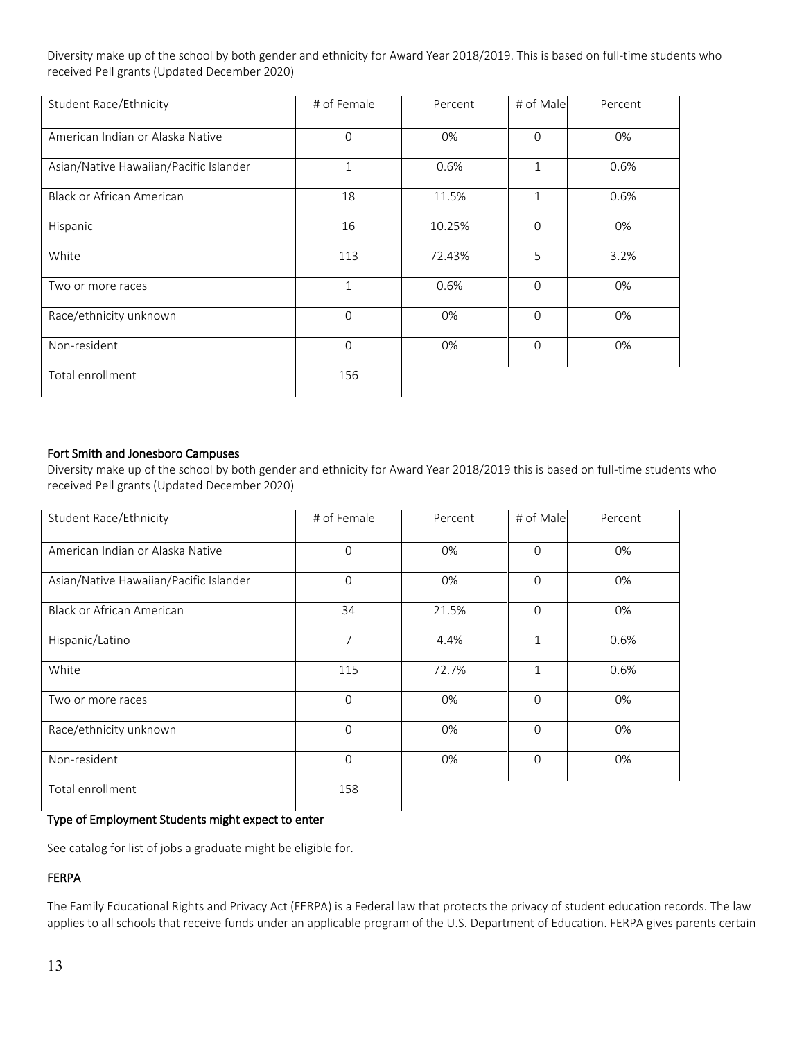Diversity make up of the school by both gender and ethnicity for Award Year 2018/2019. This is based on full-time students who received Pell grants (Updated December 2020)

| Student Race/Ethnicity | # of Female | Percent | # of Male | Percent |
|---|---|---|---|---|
| American Indian or Alaska Native | 0 | 0% | 0 | 0% |
| Asian/Native Hawaiian/Pacific Islander | 1 | 0.6% | 1 | 0.6% |
| Black or African American | 18 | 11.5% | 1 | 0.6% |
| Hispanic | 16 | 10.25% | 0 | 0% |
| White | 113 | 72.43% | 5 | 3.2% |
| Two or more races | 1 | 0.6% | 0 | 0% |
| Race/ethnicity unknown | 0 | 0% | 0 | 0% |
| Non-resident | 0 | 0% | 0 | 0% |
| Total enrollment | 156 | | | |

**Fort Smith and Jonesboro Campuses**

Diversity make up of the school by both gender and ethnicity for Award Year 2018/2019 this is based on full-time students who received Pell grants (Updated December 2020)

| Student Race/Ethnicity | # of Female | Percent | # of Male | Percent |
|---|---|---|---|---|
| American Indian or Alaska Native | 0 | 0% | 0 | 0% |
| Asian/Native Hawaiian/Pacific Islander | 0 | 0% | 0 | 0% |
| Black or African American | 34 | 21.5% | 0 | 0% |
| Hispanic/Latino | 7 | 4.4% | 1 | 0.6% |
| White | 115 | 72.7% | 1 | 0.6% |
| Two or more races | 0 | 0% | 0 | 0% |
| Race/ethnicity unknown | 0 | 0% | 0 | 0% |
| Non-resident | 0 | 0% | 0 | 0% |
| Total enrollment | 158 | | | |

**Type of Employment Students might expect to enter**

See catalog for list of jobs a graduate might be eligible for.

**FERPA**

The Family Educational Rights and Privacy Act (FERPA) is a Federal law that protects the privacy of student education records. The law applies to all schools that receive funds under an applicable program of the U.S. Department of Education. FERPA gives parents certain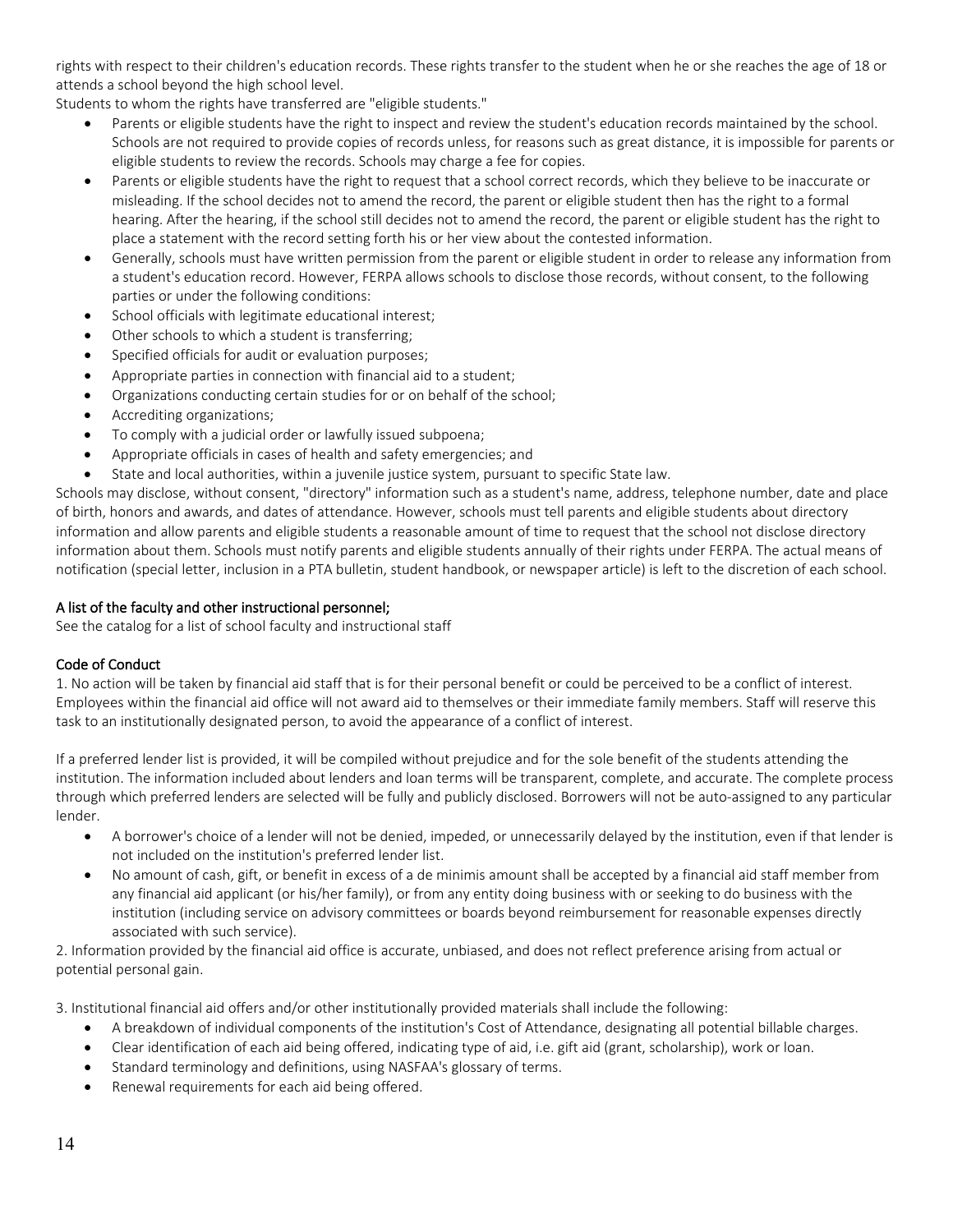rights with respect to their children's education records. These rights transfer to the student when he or she reaches the age of 18 or attends a school beyond the high school level.

Students to whom the rights have transferred are "eligible students."

- Parents or eligible students have the right to inspect and review the student's education records maintained by the school. Schools are not required to provide copies of records unless, for reasons such as great distance, it is impossible for parents or eligible students to review the records. Schools may charge a fee for copies.
- Parents or eligible students have the right to request that a school correct records, which they believe to be inaccurate or misleading. If the school decides not to amend the record, the parent or eligible student then has the right to a formal hearing. After the hearing, if the school still decides not to amend the record, the parent or eligible student has the right to place a statement with the record setting forth his or her view about the contested information.
- Generally, schools must have written permission from the parent or eligible student in order to release any information from a student's education record. However, FERPA allows schools to disclose those records, without consent, to the following parties or under the following conditions:
- School officials with legitimate educational interest;
- Other schools to which a student is transferring;
- Specified officials for audit or evaluation purposes;
- Appropriate parties in connection with financial aid to a student;
- Organizations conducting certain studies for or on behalf of the school;
- Accrediting organizations;
- To comply with a judicial order or lawfully issued subpoena;
- Appropriate officials in cases of health and safety emergencies; and
- State and local authorities, within a juvenile justice system, pursuant to specific State law.

Schools may disclose, without consent, "directory" information such as a student's name, address, telephone number, date and place of birth, honors and awards, and dates of attendance. However, schools must tell parents and eligible students about directory information and allow parents and eligible students a reasonable amount of time to request that the school not disclose directory information about them. Schools must notify parents and eligible students annually of their rights under FERPA. The actual means of notification (special letter, inclusion in a PTA bulletin, student handbook, or newspaper article) is left to the discretion of each school.

## A list of the faculty and other instructional personnel;

See the catalog for a list of school faculty and instructional staff

## Code of Conduct

1. No action will be taken by financial aid staff that is for their personal benefit or could be perceived to be a conflict of interest. Employees within the financial aid office will not award aid to themselves or their immediate family members. Staff will reserve this task to an institutionally designated person, to avoid the appearance of a conflict of interest.

If a preferred lender list is provided, it will be compiled without prejudice and for the sole benefit of the students attending the institution. The information included about lenders and loan terms will be transparent, complete, and accurate. The complete process through which preferred lenders are selected will be fully and publicly disclosed. Borrowers will not be auto-assigned to any particular lender.

- A borrower's choice of a lender will not be denied, impeded, or unnecessarily delayed by the institution, even if that lender is not included on the institution's preferred lender list.
- No amount of cash, gift, or benefit in excess of a de minimis amount shall be accepted by a financial aid staff member from any financial aid applicant (or his/her family), or from any entity doing business with or seeking to do business with the institution (including service on advisory committees or boards beyond reimbursement for reasonable expenses directly associated with such service).

2. Information provided by the financial aid office is accurate, unbiased, and does not reflect preference arising from actual or potential personal gain.

3. Institutional financial aid offers and/or other institutionally provided materials shall include the following:

- A breakdown of individual components of the institution's Cost of Attendance, designating all potential billable charges.
- Clear identification of each aid being offered, indicating type of aid, i.e. gift aid (grant, scholarship), work or loan.
- Standard terminology and definitions, using NASFAA's glossary of terms.
- Renewal requirements for each aid being offered.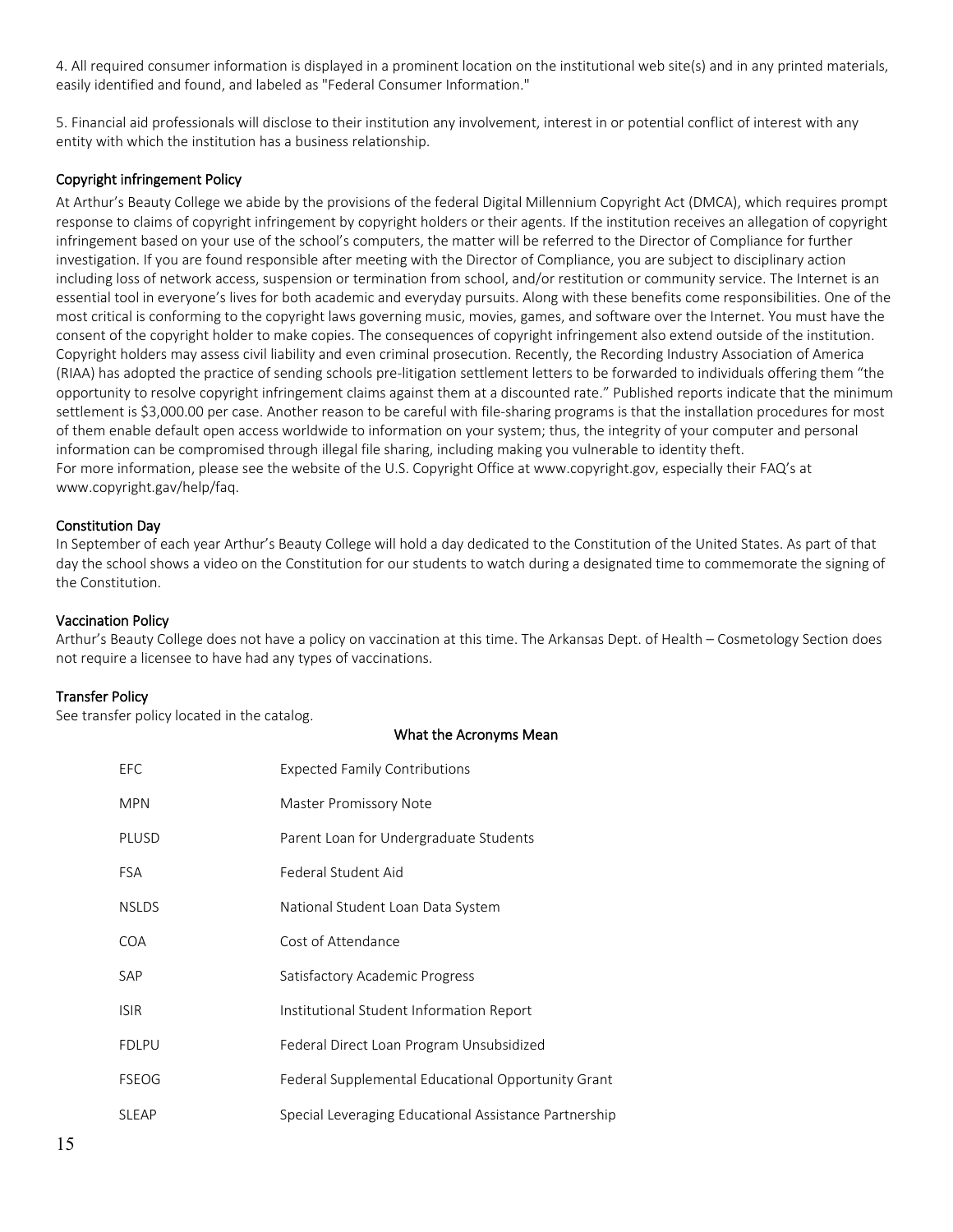4. All required consumer information is displayed in a prominent location on the institutional web site(s) and in any printed materials, easily identified and found, and labeled as "Federal Consumer Information."

5. Financial aid professionals will disclose to their institution any involvement, interest in or potential conflict of interest with any entity with which the institution has a business relationship.

### Copyright infringement Policy

At Arthur's Beauty College we abide by the provisions of the federal Digital Millennium Copyright Act (DMCA), which requires prompt response to claims of copyright infringement by copyright holders or their agents. If the institution receives an allegation of copyright infringement based on your use of the school's computers, the matter will be referred to the Director of Compliance for further investigation. If you are found responsible after meeting with the Director of Compliance, you are subject to disciplinary action including loss of network access, suspension or termination from school, and/or restitution or community service. The Internet is an essential tool in everyone's lives for both academic and everyday pursuits. Along with these benefits come responsibilities. One of the most critical is conforming to the copyright laws governing music, movies, games, and software over the Internet. You must have the consent of the copyright holder to make copies. The consequences of copyright infringement also extend outside of the institution. Copyright holders may assess civil liability and even criminal prosecution. Recently, the Recording Industry Association of America (RIAA) has adopted the practice of sending schools pre-litigation settlement letters to be forwarded to individuals offering them "the opportunity to resolve copyright infringement claims against them at a discounted rate." Published reports indicate that the minimum settlement is $3,000.00 per case. Another reason to be careful with file-sharing programs is that the installation procedures for most of them enable default open access worldwide to information on your system; thus, the integrity of your computer and personal information can be compromised through illegal file sharing, including making you vulnerable to identity theft.
For more information, please see the website of the U.S. Copyright Office at www.copyright.gov, especially their FAQ's at www.copyright.gav/help/faq.

### Constitution Day

In September of each year Arthur's Beauty College will hold a day dedicated to the Constitution of the United States. As part of that day the school shows a video on the Constitution for our students to watch during a designated time to commemorate the signing of the Constitution.

### Vaccination Policy

Arthur's Beauty College does not have a policy on vaccination at this time. The Arkansas Dept. of Health – Cosmetology Section does not require a licensee to have had any types of vaccinations.

### Transfer Policy

See transfer policy located in the catalog.

### What the Acronyms Mean

| | |
|---|---|
| EFC | Expected Family Contributions |
| MPN | Master Promissory Note |
| PLUSD | Parent Loan for Undergraduate Students |
| FSA | Federal Student Aid |
| NSLDS | National Student Loan Data System |
| COA | Cost of Attendance |
| SAP | Satisfactory Academic Progress |
| ISIR | Institutional Student Information Report |
| FDLPU | Federal Direct Loan Program Unsubsidized |
| FSEOG | Federal Supplemental Educational Opportunity Grant |
| SLEAP | Special Leveraging Educational Assistance Partnership |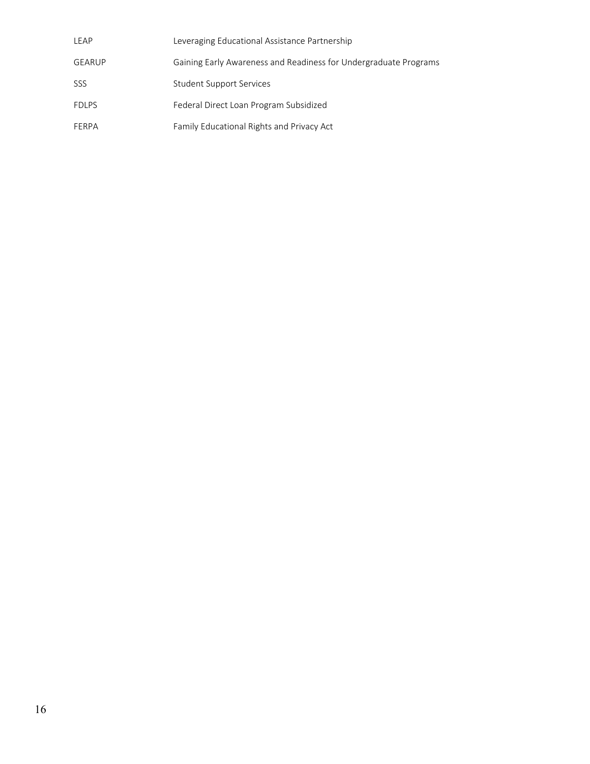| | |
|---|---|
| LEAP | Leveraging Educational Assistance Partnership |
| GEARUP | Gaining Early Awareness and Readiness for Undergraduate Programs |
| SSS | Student Support Services |
| FDLPS | Federal Direct Loan Program Subsidized |
| FERPA | Family Educational Rights and Privacy Act |